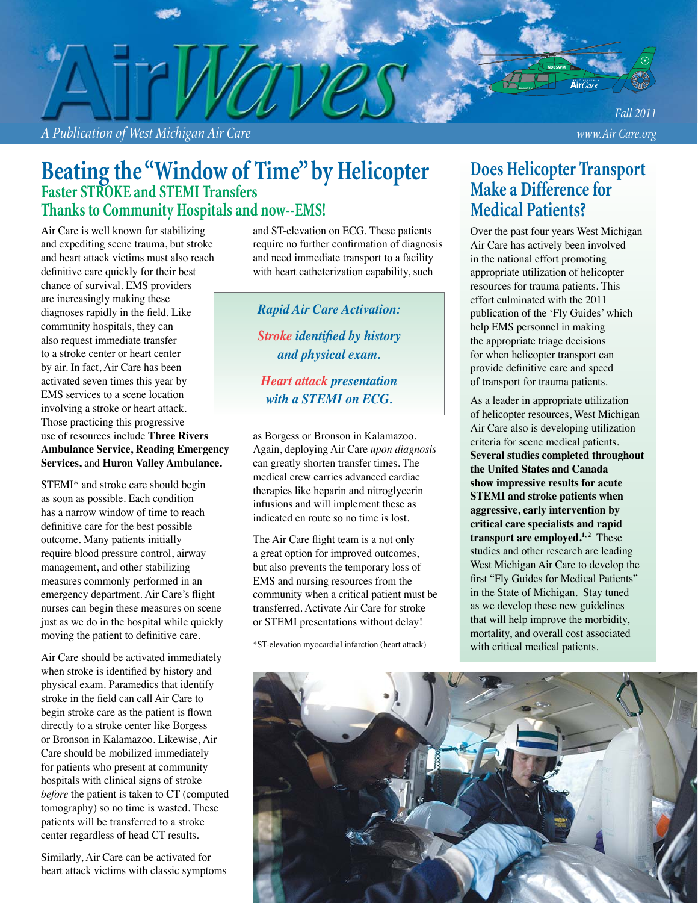# AirWaves

*A Publication of West Michigan Air Care*

*Fall 2011*

*www.Air Care.org*

## Beating the "Window of Time" by Helicopter

### Faster STROKE and STEMI Transfers Thanks to Community Hospitals and now--EMS!

Air Care is well known for stabilizing and expediting scene trauma, but stroke and heart attack victims must also reach definitive care quickly for their best chance of survival. EMS providers are increasingly making these diagnoses rapidly in the field. Like community hospitals, they can also request immediate transfer to a stroke center or heart center by air. In fact, Air Care has been activated seven times this year by EMS services to a scene location involving a stroke or heart attack. Those practicing this progressive use of resources include **Three Rivers Ambulance Service, Reading Emergency Services,** and **Huron Valley Ambulance.**

STEMI* and stroke care should begin as soon as possible. Each condition has a narrow window of time to reach definitive care for the best possible outcome. Many patients initially require blood pressure control, airway management, and other stabilizing measures commonly performed in an emergency department. Air Care's flight nurses can begin these measures on scene just as we do in the hospital while quickly moving the patient to definitive care.

Air Care should be activated immediately when stroke is identified by history and physical exam. Paramedics that identify stroke in the field can call Air Care to begin stroke care as the patient is flown directly to a stroke center like Borgess or Bronson in Kalamazoo. Likewise, Air Care should be mobilized immediately for patients who present at community hospitals with clinical signs of stroke *before* the patient is taken to CT (computed tomography) so no time is wasted. These patients will be transferred to a stroke center regardless of head CT results.

Similarly, Air Care can be activated for heart attack victims with classic symptoms and ST-elevation on ECG. These patients require no further confirmation of diagnosis and need immediate transport to a facility with heart catheterization capability, such as Borgess or Bronson in Kalamazoo. Again, deploying Air Care *upon diagnosis* can greatly shorten transfer times. The medical crew carries advanced cardiac therapies like heparin and nitroglycerin infusions and will implement these as indicated en route so no time is lost.

> ***Rapid Air Care Activation:***
>
> ***Stroke identified by history and physical exam.***
>
> ***Heart attack presentation with a STEMI on ECG.***

The Air Care flight team is a not only a great option for improved outcomes, but also prevents the temporary loss of EMS and nursing resources from the community when a critical patient must be transferred. Activate Air Care for stroke or STEMI presentations without delay!

*ST-elevation myocardial infarction (heart attack)

## Does Helicopter Transport Make a Difference for Medical Patients?

Over the past four years West Michigan Air Care has actively been involved in the national effort promoting appropriate utilization of helicopter resources for trauma patients. This effort culminated with the 2011 publication of the 'Fly Guides' which help EMS personnel in making the appropriate triage decisions for when helicopter transport can provide definitive care and speed of transport for trauma patients.

As a leader in appropriate utilization of helicopter resources, West Michigan Air Care also is developing utilization criteria for scene medical patients. **Several studies completed throughout the United States and Canada show impressive results for acute STEMI and stroke patients when aggressive, early intervention by critical care specialists and rapid transport are employed.**[1,2] These studies and other research are leading West Michigan Air Care to develop the first "Fly Guides for Medical Patients" in the State of Michigan. Stay tuned as we develop these new guidelines that will help improve the morbidity, mortality, and overall cost associated with critical medical patients.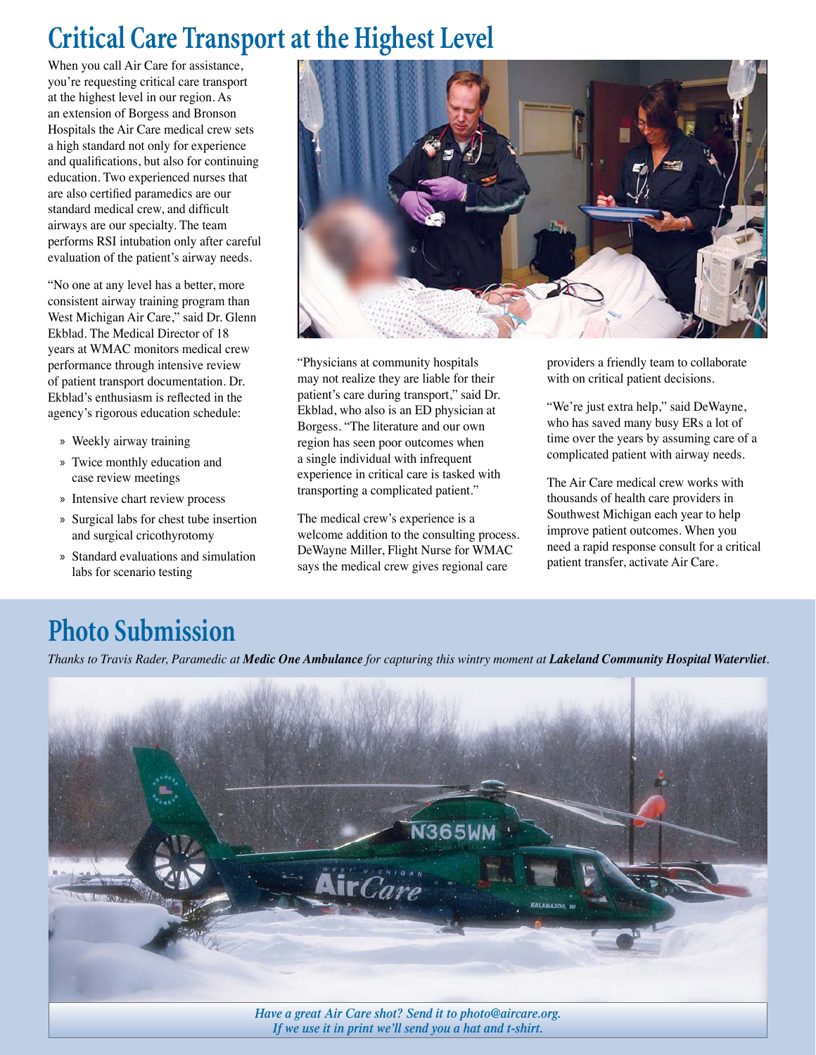# Critical Care Transport at the Highest Level

When you call Air Care for assistance, you're requesting critical care transport at the highest level in our region. As an extension of Borgess and Bronson Hospitals the Air Care medical crew sets a high standard not only for experience and qualifications, but also for continuing education. Two experienced nurses that are also certified paramedics are our standard medical crew, and difficult airways are our specialty. The team performs RSI intubation only after careful evaluation of the patient's airway needs.

"No one at any level has a better, more consistent airway training program than West Michigan Air Care," said Dr. Glenn Ekblad. The Medical Director of 18 years at WMAC monitors medical crew performance through intensive review of patient transport documentation. Dr. Ekblad's enthusiasm is reflected in the agency's rigorous education schedule:

- » Weekly airway training
- » Twice monthly education and case review meetings
- » Intensive chart review process
- » Surgical labs for chest tube insertion and surgical cricothyrotomy
- » Standard evaluations and simulation labs for scenario testing

"Physicians at community hospitals may not realize they are liable for their patient's care during transport," said Dr. Ekblad, who also is an ED physician at Borgess. "The literature and our own region has seen poor outcomes when a single individual with infrequent experience in critical care is tasked with transporting a complicated patient."

The medical crew's experience is a welcome addition to the consulting process. DeWayne Miller, Flight Nurse for WMAC says the medical crew gives regional care providers a friendly team to collaborate with on critical patient decisions.

"We're just extra help," said DeWayne, who has saved many busy ERs a lot of time over the years by assuming care of a complicated patient with airway needs.

The Air Care medical crew works with thousands of health care providers in Southwest Michigan each year to help improve patient outcomes. When you need a rapid response consult for a critical patient transfer, activate Air Care.

# Photo Submission

*Thanks to Travis Rader, Paramedic at **Medic One Ambulance** for capturing this wintry moment at **Lakeland Community Hospital Watervliet**.*

*Have a great Air Care shot? Send it to photo@aircare.org.*
*If we use it in print we'll send you a hat and t-shirt.*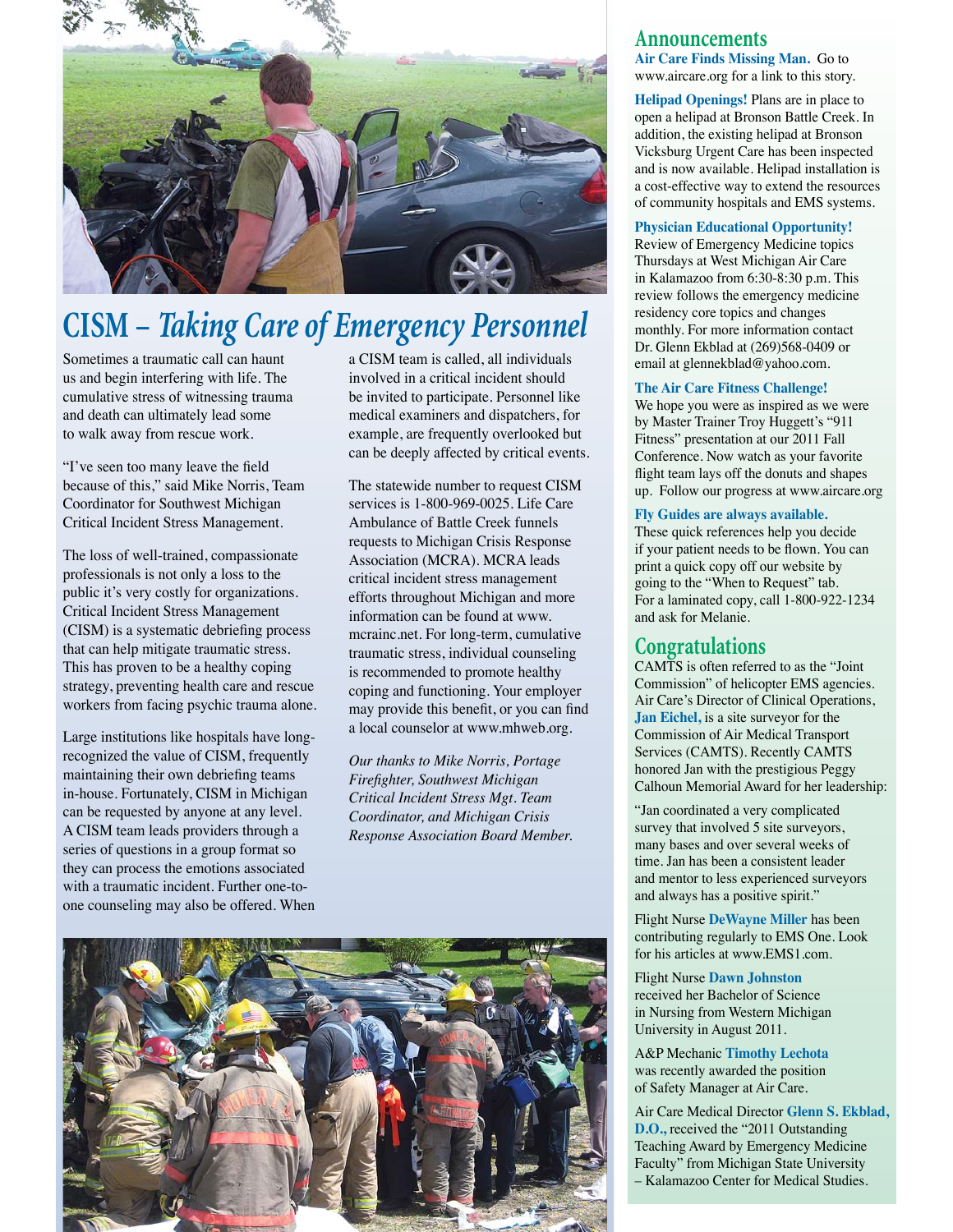# CISM – *Taking Care of Emergency Personnel*

Sometimes a traumatic call can haunt us and begin interfering with life. The cumulative stress of witnessing trauma and death can ultimately lead some to walk away from rescue work.

"I've seen too many leave the field because of this," said Mike Norris, Team Coordinator for Southwest Michigan Critical Incident Stress Management.

The loss of well-trained, compassionate professionals is not only a loss to the public it's very costly for organizations. Critical Incident Stress Management (CISM) is a systematic debriefing process that can help mitigate traumatic stress. This has proven to be a healthy coping strategy, preventing health care and rescue workers from facing psychic trauma alone.

Large institutions like hospitals have long-recognized the value of CISM, frequently maintaining their own debriefing teams in-house. Fortunately, CISM in Michigan can be requested by anyone at any level. A CISM team leads providers through a series of questions in a group format so they can process the emotions associated with a traumatic incident. Further one-to-one counseling may also be offered. When a CISM team is called, all individuals involved in a critical incident should be invited to participate. Personnel like medical examiners and dispatchers, for example, are frequently overlooked but can be deeply affected by critical events.

The statewide number to request CISM services is 1-800-969-0025. Life Care Ambulance of Battle Creek funnels requests to Michigan Crisis Response Association (MCRA). MCRA leads critical incident stress management efforts throughout Michigan and more information can be found at www.mcrainc.net. For long-term, cumulative traumatic stress, individual counseling is recommended to promote healthy coping and functioning. Your employer may provide this benefit, or you can find a local counselor at www.mhweb.org.

*Our thanks to Mike Norris, Portage Firefighter, Southwest Michigan Critical Incident Stress Mgt. Team Coordinator, and Michigan Crisis Response Association Board Member.*

## Announcements

**Air Care Finds Missing Man.** Go to www.aircare.org for a link to this story.

**Helipad Openings!** Plans are in place to open a helipad at Bronson Battle Creek. In addition, the existing helipad at Bronson Vicksburg Urgent Care has been inspected and is now available. Helipad installation is a cost-effective way to extend the resources of community hospitals and EMS systems.

**Physician Educational Opportunity!** Review of Emergency Medicine topics Thursdays at West Michigan Air Care in Kalamazoo from 6:30-8:30 p.m. This review follows the emergency medicine residency core topics and changes monthly. For more information contact Dr. Glenn Ekblad at (269)568-0409 or email at glennekblad@yahoo.com.

**The Air Care Fitness Challenge!** We hope you were as inspired as we were by Master Trainer Troy Huggett's "911 Fitness" presentation at our 2011 Fall Conference. Now watch as your favorite flight team lays off the donuts and shapes up. Follow our progress at www.aircare.org

**Fly Guides are always available.** These quick references help you decide if your patient needs to be flown. You can print a quick copy off our website by going to the "When to Request" tab. For a laminated copy, call 1-800-922-1234 and ask for Melanie.

## Congratulations

CAMTS is often referred to as the "Joint Commission" of helicopter EMS agencies. Air Care's Director of Clinical Operations, **Jan Eichel,** is a site surveyor for the Commission of Air Medical Transport Services (CAMTS). Recently CAMTS honored Jan with the prestigious Peggy Calhoun Memorial Award for her leadership:

"Jan coordinated a very complicated survey that involved 5 site surveyors, many bases and over several weeks of time. Jan has been a consistent leader and mentor to less experienced surveyors and always has a positive spirit."

Flight Nurse **DeWayne Miller** has been contributing regularly to EMS One. Look for his articles at www.EMS1.com.

Flight Nurse **Dawn Johnston** received her Bachelor of Science in Nursing from Western Michigan University in August 2011.

A&P Mechanic **Timothy Lechota** was recently awarded the position of Safety Manager at Air Care.

Air Care Medical Director **Glenn S. Ekblad, D.O.,** received the "2011 Outstanding Teaching Award by Emergency Medicine Faculty" from Michigan State University – Kalamazoo Center for Medical Studies.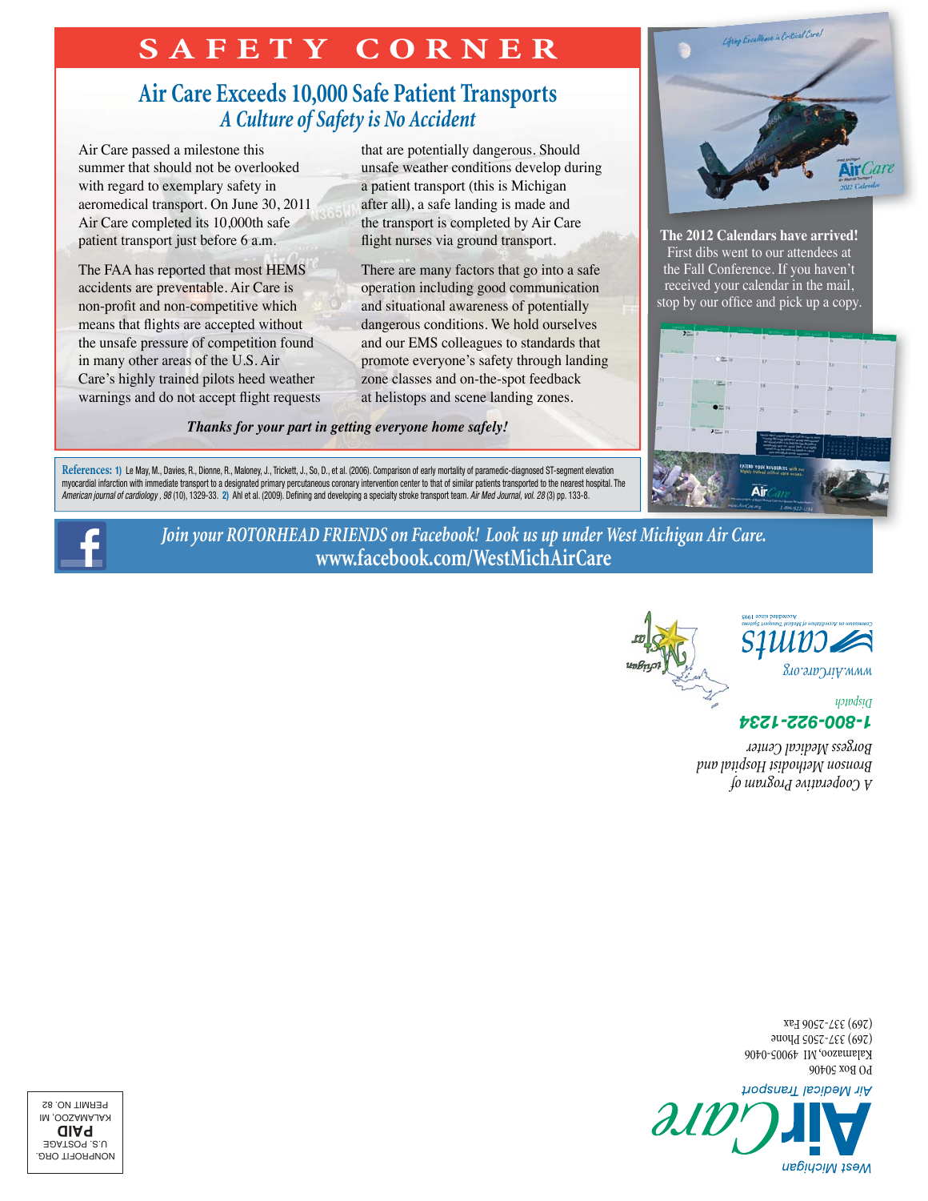# SAFETY CORNER

## Air Care Exceeds 10,000 Safe Patient Transports

### *A Culture of Safety is No Accident*

Air Care passed a milestone this summer that should not be overlooked with regard to exemplary safety in aeromedical transport. On June 30, 2011 Air Care completed its 10,000th safe patient transport just before 6 a.m.

The FAA has reported that most HEMS accidents are preventable. Air Care is non-profit and non-competitive which means that flights are accepted without the unsafe pressure of competition found in many other areas of the U.S. Air Care's highly trained pilots heed weather warnings and do not accept flight requests that are potentially dangerous. Should unsafe weather conditions develop during a patient transport (this is Michigan after all), a safe landing is made and the transport is completed by Air Care flight nurses via ground transport.

There are many factors that go into a safe operation including good communication and situational awareness of potentially dangerous conditions. We hold ourselves and our EMS colleagues to standards that promote everyone's safety through landing zone classes and on-the-spot feedback at helistops and scene landing zones.

***Thanks for your part in getting everyone home safely!***

**The 2012 Calendars have arrived!** First dibs went to our attendees at the Fall Conference. If you haven't received your calendar in the mail, stop by our office and pick up a copy.

**References: 1)** Le May, M., Davies, R., Dionne, R., Maloney, J., Trickett, J., So, D., et al. (2006). Comparison of early mortality of paramedic-diagnosed ST-segment elevation myocardial infarction with immediate transport to a designated primary percutaneous coronary intervention center to that of similar patients transported to the nearest hospital. The *American journal of cardiology*, *98* (10), 1329-33. **2)** Ahl et al. (2009). Defining and developing a specialty stroke transport team. *Air Med Journal, vol. 28* (3) pp. 133-8.

***Join your ROTORHEAD FRIENDS on Facebook! Look us up under West Michigan Air Care.***
**www.facebook.com/WestMichAirCare**

*A Cooperative Program of*
*Bronson Methodist Hospital and*
*Borgess Medical Center*

**1-800-922-1234**
*Dispatch*

*www.AirCare.org*

CAMTS
Commission on Accreditation of Medical Transport Systems
Accredited since 1995

West Michigan
**Air***Care*
*Air Medical Transport*

PO Box 50406
Kalamazoo, MI 49005-0406
(269) 337-2505 Phone
(269) 337-2506 Fax

NONPROFIT ORG.
U.S. POSTAGE
**PAID**
KALAMAZOO, MI
PERMIT NO. 82